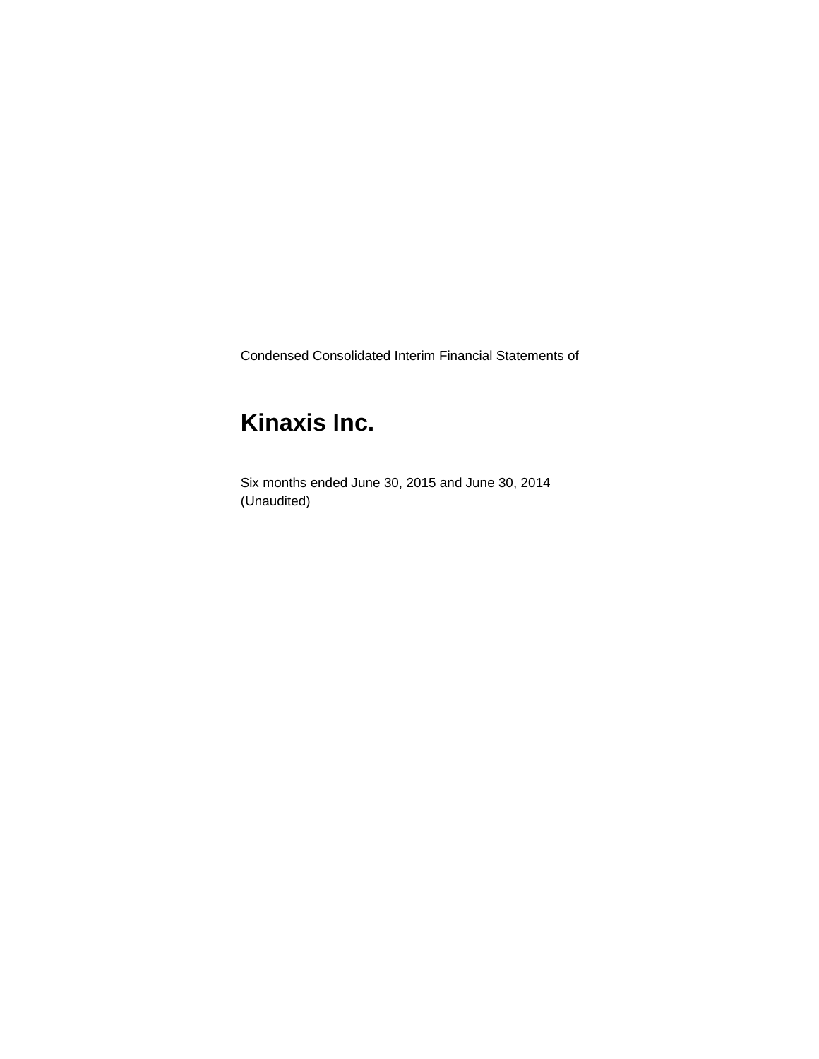Condensed Consolidated Interim Financial Statements of

# Kinaxis Inc.

Six months ended June 30, 2015 and June 30, 2014
(Unaudited)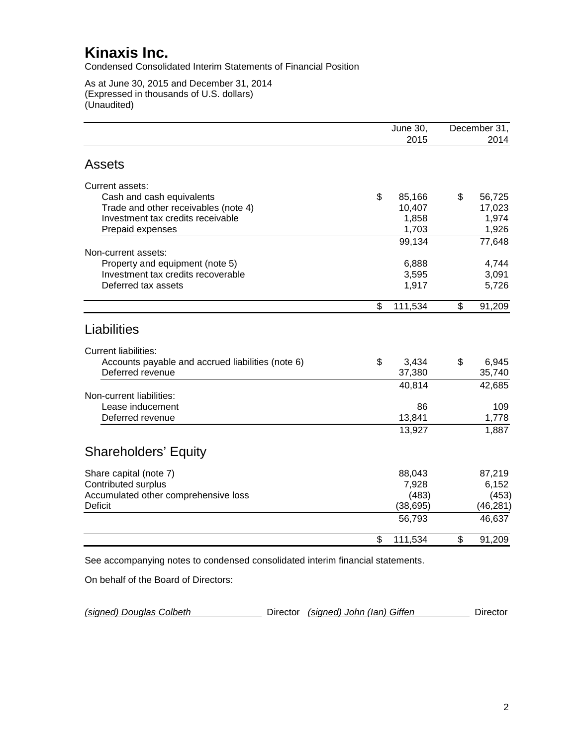# Kinaxis Inc.

Condensed Consolidated Interim Statements of Financial Position

As at June 30, 2015 and December 31, 2014
(Expressed in thousands of U.S. dollars)
(Unaudited)

| | June 30, 2015 | December 31, 2014 |
|---|---|---|
| **Assets** | | |
| Current assets: | | |
| Cash and cash equivalents | $ 85,166 | $ 56,725 |
| Trade and other receivables (note 4) | 10,407 | 17,023 |
| Investment tax credits receivable | 1,858 | 1,974 |
| Prepaid expenses | 1,703 | 1,926 |
| | 99,134 | 77,648 |
| Non-current assets: | | |
| Property and equipment (note 5) | 6,888 | 4,744 |
| Investment tax credits recoverable | 3,595 | 3,091 |
| Deferred tax assets | 1,917 | 5,726 |
| | $ 111,534 | $ 91,209 |
| **Liabilities** | | |
| Current liabilities: | | |
| Accounts payable and accrued liabilities (note 6) | $ 3,434 | $ 6,945 |
| Deferred revenue | 37,380 | 35,740 |
| | 40,814 | 42,685 |
| Non-current liabilities: | | |
| Lease inducement | 86 | 109 |
| Deferred revenue | 13,841 | 1,778 |
| | 13,927 | 1,887 |
| **Shareholders' Equity** | | |
| Share capital (note 7) | 88,043 | 87,219 |
| Contributed surplus | 7,928 | 6,152 |
| Accumulated other comprehensive loss | (483) | (453) |
| Deficit | (38,695) | (46,281) |
| | 56,793 | 46,637 |
| | $ 111,534 | $ 91,209 |

See accompanying notes to condensed consolidated interim financial statements.

On behalf of the Board of Directors:

*(signed) Douglas Colbeth* Director *(signed) John (Ian) Giffen* Director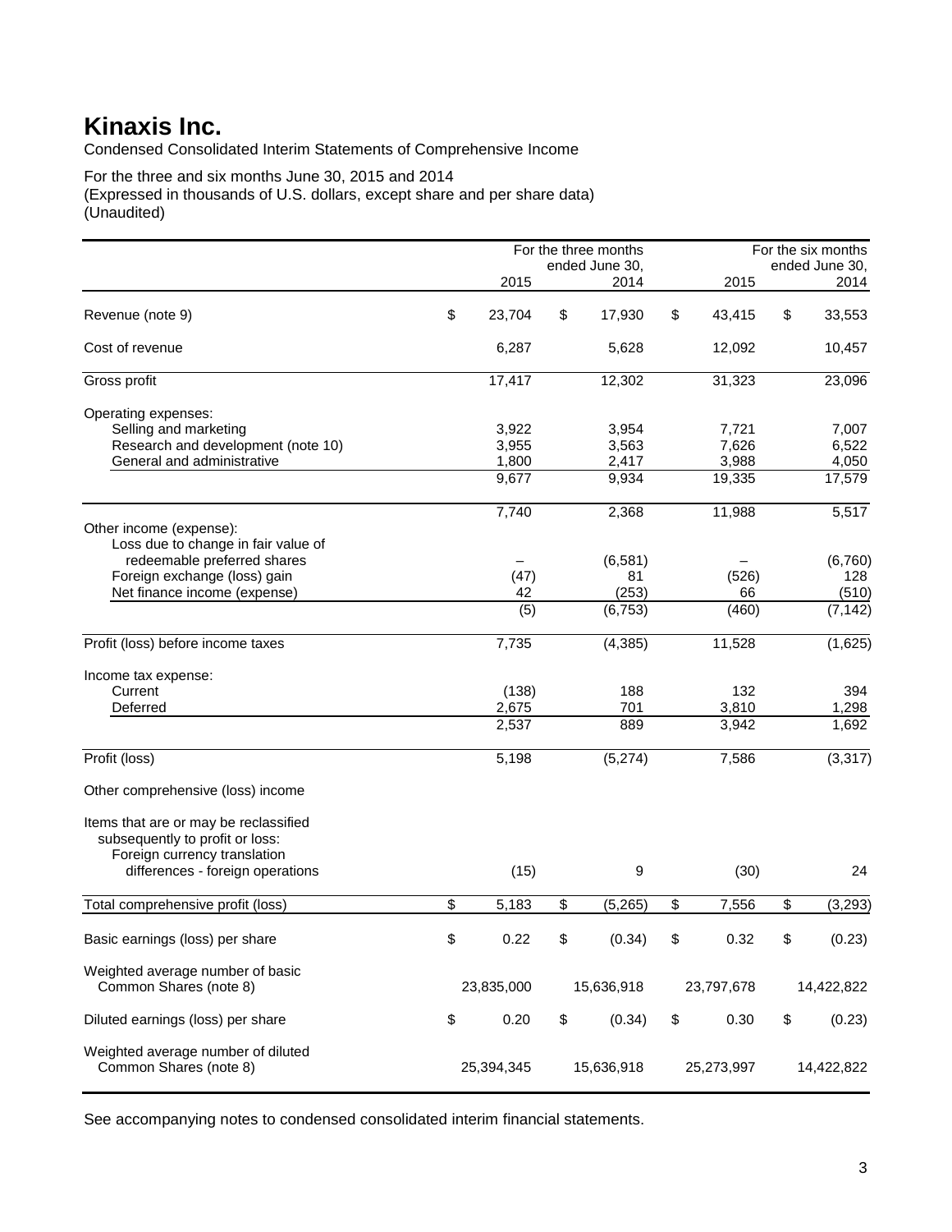# Kinaxis Inc.

Condensed Consolidated Interim Statements of Comprehensive Income

For the three and six months June 30, 2015 and 2014
(Expressed in thousands of U.S. dollars, except share and per share data)
(Unaudited)

| | For the three months ended June 30, 2015 | For the three months ended June 30, 2014 | For the six months ended June 30, 2015 | For the six months ended June 30, 2014 |
|---|---|---|---|---|
| Revenue (note 9) | $ 23,704 | $ 17,930 | $ 43,415 | $ 33,553 |
| Cost of revenue | 6,287 | 5,628 | 12,092 | 10,457 |
| Gross profit | 17,417 | 12,302 | 31,323 | 23,096 |
| Operating expenses: | | | | |
| Selling and marketing | 3,922 | 3,954 | 7,721 | 7,007 |
| Research and development (note 10) | 3,955 | 3,563 | 7,626 | 6,522 |
| General and administrative | 1,800 | 2,417 | 3,988 | 4,050 |
| | 9,677 | 9,934 | 19,335 | 17,579 |
| | 7,740 | 2,368 | 11,988 | 5,517 |
| Other income (expense): | | | | |
| Loss due to change in fair value of redeemable preferred shares | – | (6,581) | – | (6,760) |
| Foreign exchange (loss) gain | (47) | 81 | (526) | 128 |
| Net finance income (expense) | 42 | (253) | 66 | (510) |
| | (5) | (6,753) | (460) | (7,142) |
| Profit (loss) before income taxes | 7,735 | (4,385) | 11,528 | (1,625) |
| Income tax expense: | | | | |
| Current | (138) | 188 | 132 | 394 |
| Deferred | 2,675 | 701 | 3,810 | 1,298 |
| | 2,537 | 889 | 3,942 | 1,692 |
| Profit (loss) | 5,198 | (5,274) | 7,586 | (3,317) |
| Other comprehensive (loss) income | | | | |
| Items that are or may be reclassified subsequently to profit or loss: Foreign currency translation differences - foreign operations | (15) | 9 | (30) | 24 |
| Total comprehensive profit (loss) | $ 5,183 | $ (5,265) | $ 7,556 | $ (3,293) |
| Basic earnings (loss) per share | $ 0.22 | $ (0.34) | $ 0.32 | $ (0.23) |
| Weighted average number of basic Common Shares (note 8) | 23,835,000 | 15,636,918 | 23,797,678 | 14,422,822 |
| Diluted earnings (loss) per share | $ 0.20 | $ (0.34) | $ 0.30 | $ (0.23) |
| Weighted average number of diluted Common Shares (note 8) | 25,394,345 | 15,636,918 | 25,273,997 | 14,422,822 |

See accompanying notes to condensed consolidated interim financial statements.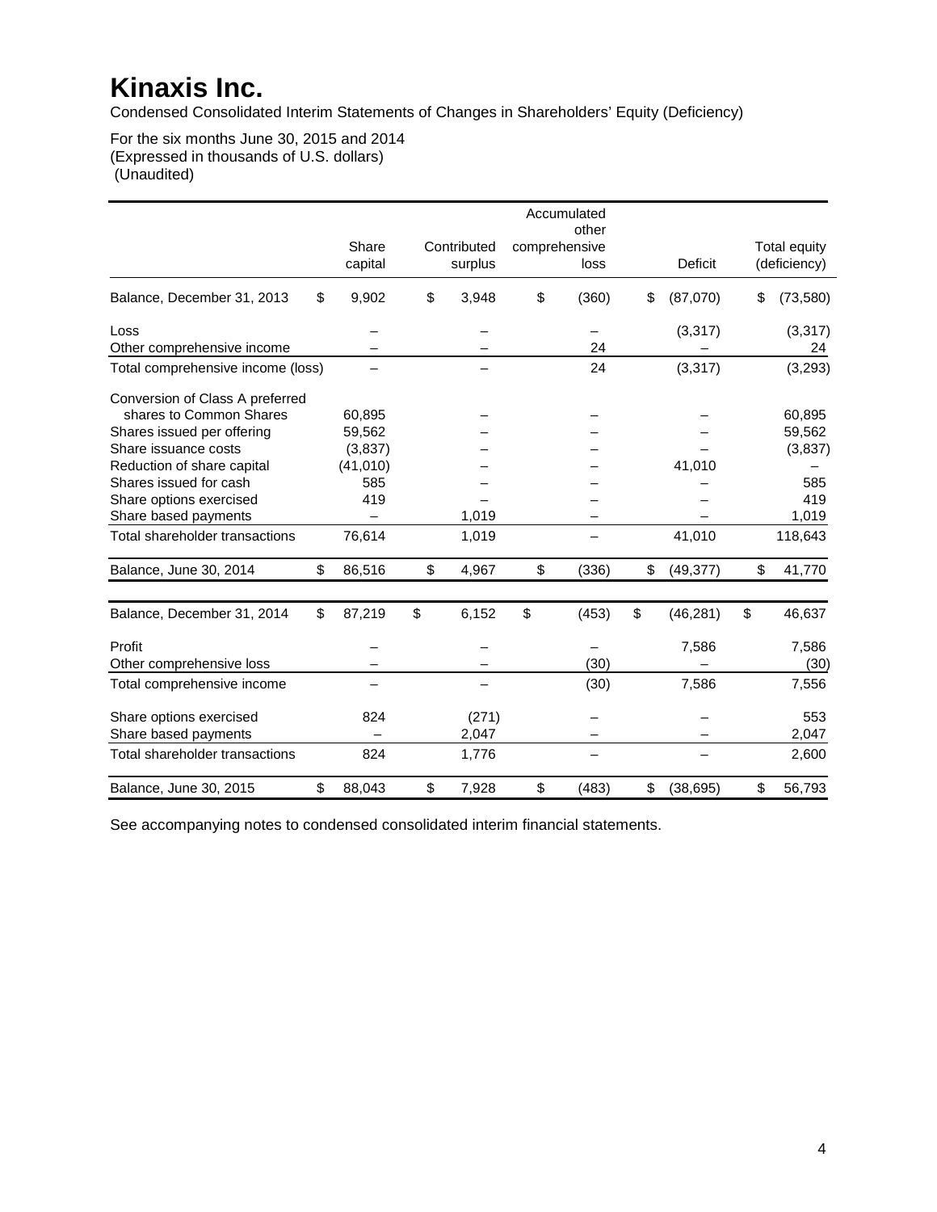# Kinaxis Inc.

Condensed Consolidated Interim Statements of Changes in Shareholders' Equity (Deficiency)

For the six months June 30, 2015 and 2014
(Expressed in thousands of U.S. dollars)
(Unaudited)

| | Share capital | Contributed surplus | Accumulated other comprehensive loss | Deficit | Total equity (deficiency) |
|---|---|---|---|---|---|
| Balance, December 31, 2013 | $ 9,902 | $ 3,948 | $ (360) | $ (87,070) | $ (73,580) |
| Loss | – | – | – | (3,317) | (3,317) |
| Other comprehensive income | – | – | 24 | – | 24 |
| Total comprehensive income (loss) | – | – | 24 | (3,317) | (3,293) |
| Conversion of Class A preferred shares to Common Shares | 60,895 | – | – | – | 60,895 |
| Shares issued per offering | 59,562 | – | – | – | 59,562 |
| Share issuance costs | (3,837) | – | – | – | (3,837) |
| Reduction of share capital | (41,010) | – | – | 41,010 | – |
| Shares issued for cash | 585 | – | – | – | 585 |
| Share options exercised | 419 | – | – | – | 419 |
| Share based payments | – | 1,019 | – | – | 1,019 |
| Total shareholder transactions | 76,614 | 1,019 | – | 41,010 | 118,643 |
| Balance, June 30, 2014 | $ 86,516 | $ 4,967 | $ (336) | $ (49,377) | $ 41,770 |
| | | | | | |
| Balance, December 31, 2014 | $ 87,219 | $ 6,152 | $ (453) | $ (46,281) | $ 46,637 |
| Profit | – | – | – | 7,586 | 7,586 |
| Other comprehensive loss | – | – | (30) | – | (30) |
| Total comprehensive income | – | – | (30) | 7,586 | 7,556 |
| Share options exercised | 824 | (271) | – | – | 553 |
| Share based payments | – | 2,047 | – | – | 2,047 |
| Total shareholder transactions | 824 | 1,776 | – | – | 2,600 |
| Balance, June 30, 2015 | $ 88,043 | $ 7,928 | $ (483) | $ (38,695) | $ 56,793 |

See accompanying notes to condensed consolidated interim financial statements.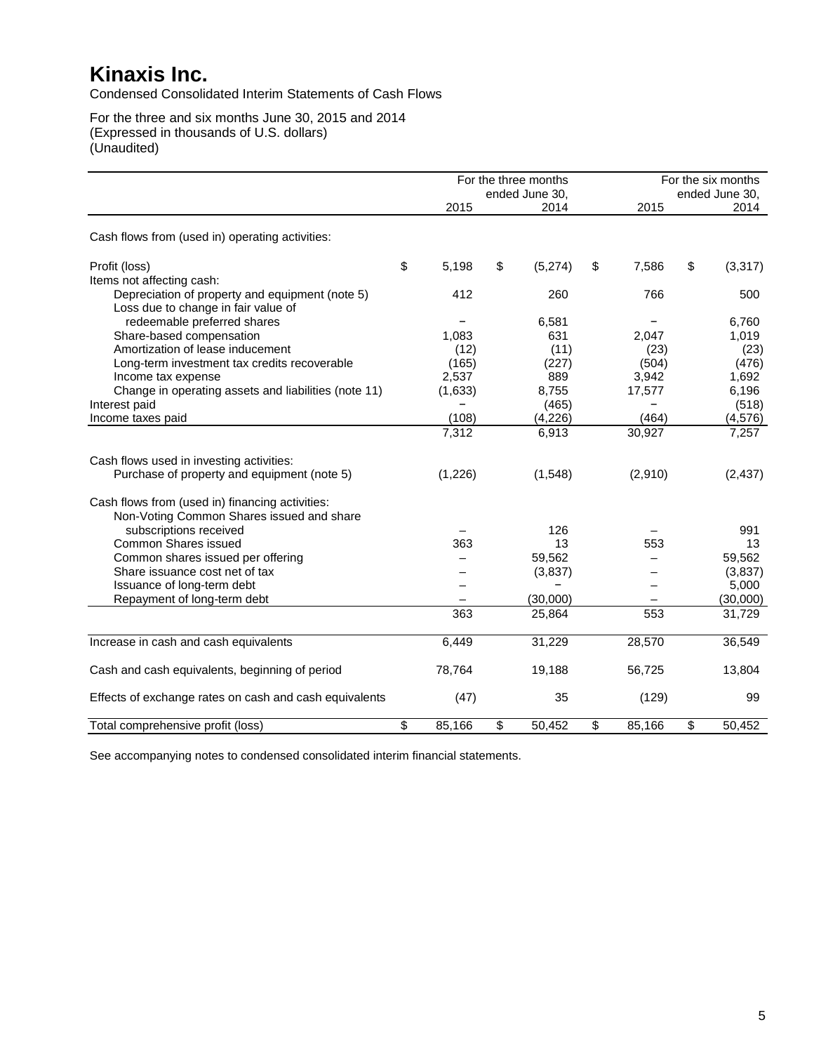# Kinaxis Inc.

Condensed Consolidated Interim Statements of Cash Flows

For the three and six months June 30, 2015 and 2014
(Expressed in thousands of U.S. dollars)
(Unaudited)

| | For the three months ended June 30, | | For the six months ended June 30, | |
|---|---|---|---|---|
| | 2015 | 2014 | 2015 | 2014 |
| Cash flows from (used in) operating activities: | | | | |
| Profit (loss) | $ 5,198 | $ (5,274) | $ 7,586 | $ (3,317) |
| Items not affecting cash: | | | | |
| Depreciation of property and equipment (note 5) | 412 | 260 | 766 | 500 |
| Loss due to change in fair value of redeemable preferred shares | – | 6,581 | – | 6,760 |
| Share-based compensation | 1,083 | 631 | 2,047 | 1,019 |
| Amortization of lease inducement | (12) | (11) | (23) | (23) |
| Long-term investment tax credits recoverable | (165) | (227) | (504) | (476) |
| Income tax expense | 2,537 | 889 | 3,942 | 1,692 |
| Change in operating assets and liabilities (note 11) | (1,633) | 8,755 | 17,577 | 6,196 |
| Interest paid | – | (465) | – | (518) |
| Income taxes paid | (108) | (4,226) | (464) | (4,576) |
| | 7,312 | 6,913 | 30,927 | 7,257 |
| Cash flows used in investing activities: | | | | |
| Purchase of property and equipment (note 5) | (1,226) | (1,548) | (2,910) | (2,437) |
| Cash flows from (used in) financing activities: | | | | |
| Non-Voting Common Shares issued and share subscriptions received | – | 126 | – | 991 |
| Common Shares issued | 363 | 13 | 553 | 13 |
| Common shares issued per offering | – | 59,562 | – | 59,562 |
| Share issuance cost net of tax | – | (3,837) | – | (3,837) |
| Issuance of long-term debt | – | – | – | 5,000 |
| Repayment of long-term debt | – | (30,000) | – | (30,000) |
| | 363 | 25,864 | 553 | 31,729 |
| Increase in cash and cash equivalents | 6,449 | 31,229 | 28,570 | 36,549 |
| Cash and cash equivalents, beginning of period | 78,764 | 19,188 | 56,725 | 13,804 |
| Effects of exchange rates on cash and cash equivalents | (47) | 35 | (129) | 99 |
| Total comprehensive profit (loss) | $ 85,166 | $ 50,452 | $ 85,166 | $ 50,452 |

See accompanying notes to condensed consolidated interim financial statements.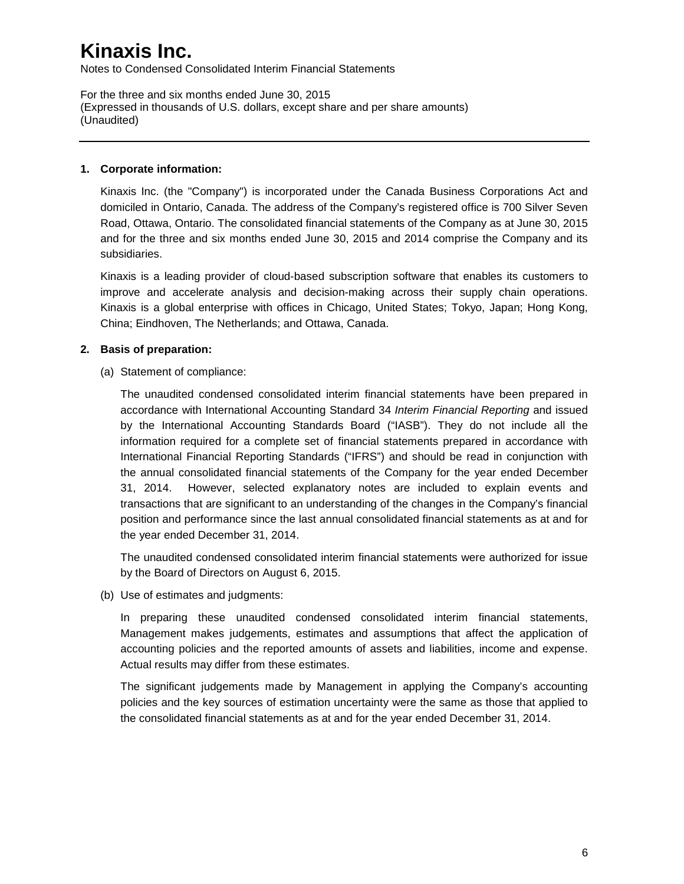# Kinaxis Inc.

Notes to Condensed Consolidated Interim Financial Statements

For the three and six months ended June 30, 2015
(Expressed in thousands of U.S. dollars, except share and per share amounts)
(Unaudited)

## 1. Corporate information:

Kinaxis Inc. (the "Company") is incorporated under the Canada Business Corporations Act and domiciled in Ontario, Canada. The address of the Company's registered office is 700 Silver Seven Road, Ottawa, Ontario. The consolidated financial statements of the Company as at June 30, 2015 and for the three and six months ended June 30, 2015 and 2014 comprise the Company and its subsidiaries.

Kinaxis is a leading provider of cloud-based subscription software that enables its customers to improve and accelerate analysis and decision-making across their supply chain operations. Kinaxis is a global enterprise with offices in Chicago, United States; Tokyo, Japan; Hong Kong, China; Eindhoven, The Netherlands; and Ottawa, Canada.

## 2. Basis of preparation:

(a) Statement of compliance:

The unaudited condensed consolidated interim financial statements have been prepared in accordance with International Accounting Standard 34 *Interim Financial Reporting* and issued by the International Accounting Standards Board ("IASB"). They do not include all the information required for a complete set of financial statements prepared in accordance with International Financial Reporting Standards ("IFRS") and should be read in conjunction with the annual consolidated financial statements of the Company for the year ended December 31, 2014. However, selected explanatory notes are included to explain events and transactions that are significant to an understanding of the changes in the Company's financial position and performance since the last annual consolidated financial statements as at and for the year ended December 31, 2014.

The unaudited condensed consolidated interim financial statements were authorized for issue by the Board of Directors on August 6, 2015.

(b) Use of estimates and judgments:

In preparing these unaudited condensed consolidated interim financial statements, Management makes judgements, estimates and assumptions that affect the application of accounting policies and the reported amounts of assets and liabilities, income and expense. Actual results may differ from these estimates.

The significant judgements made by Management in applying the Company's accounting policies and the key sources of estimation uncertainty were the same as those that applied to the consolidated financial statements as at and for the year ended December 31, 2014.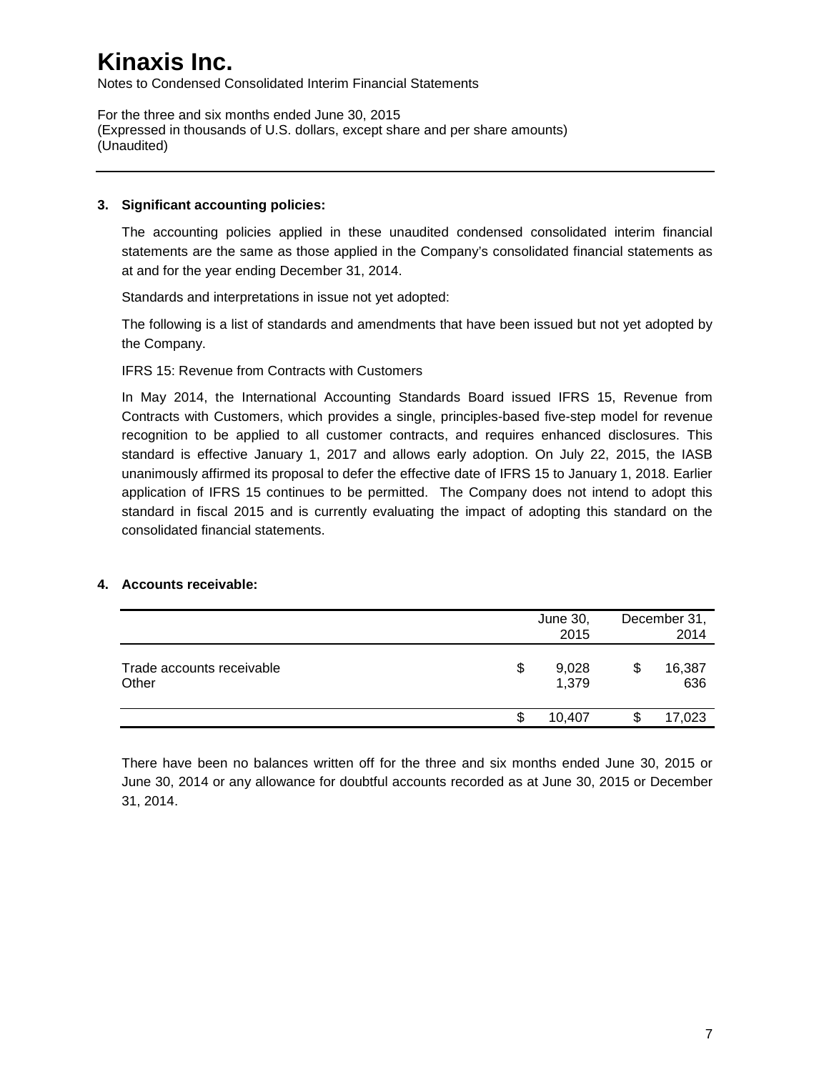# Kinaxis Inc.

Notes to Condensed Consolidated Interim Financial Statements

For the three and six months ended June 30, 2015
(Expressed in thousands of U.S. dollars, except share and per share amounts)
(Unaudited)

## 3. Significant accounting policies:

The accounting policies applied in these unaudited condensed consolidated interim financial statements are the same as those applied in the Company's consolidated financial statements as at and for the year ending December 31, 2014.

Standards and interpretations in issue not yet adopted:

The following is a list of standards and amendments that have been issued but not yet adopted by the Company.

IFRS 15: Revenue from Contracts with Customers

In May 2014, the International Accounting Standards Board issued IFRS 15, Revenue from Contracts with Customers, which provides a single, principles-based five-step model for revenue recognition to be applied to all customer contracts, and requires enhanced disclosures. This standard is effective January 1, 2017 and allows early adoption. On July 22, 2015, the IASB unanimously affirmed its proposal to defer the effective date of IFRS 15 to January 1, 2018. Earlier application of IFRS 15 continues to be permitted. The Company does not intend to adopt this standard in fiscal 2015 and is currently evaluating the impact of adopting this standard on the consolidated financial statements.

## 4. Accounts receivable:

| | June 30, 2015 | December 31, 2014 |
|---|---|---|
| Trade accounts receivable | $ 9,028 | $ 16,387 |
| Other | 1,379 | 636 |
| | $ 10,407 | $ 17,023 |

There have been no balances written off for the three and six months ended June 30, 2015 or June 30, 2014 or any allowance for doubtful accounts recorded as at June 30, 2015 or December 31, 2014.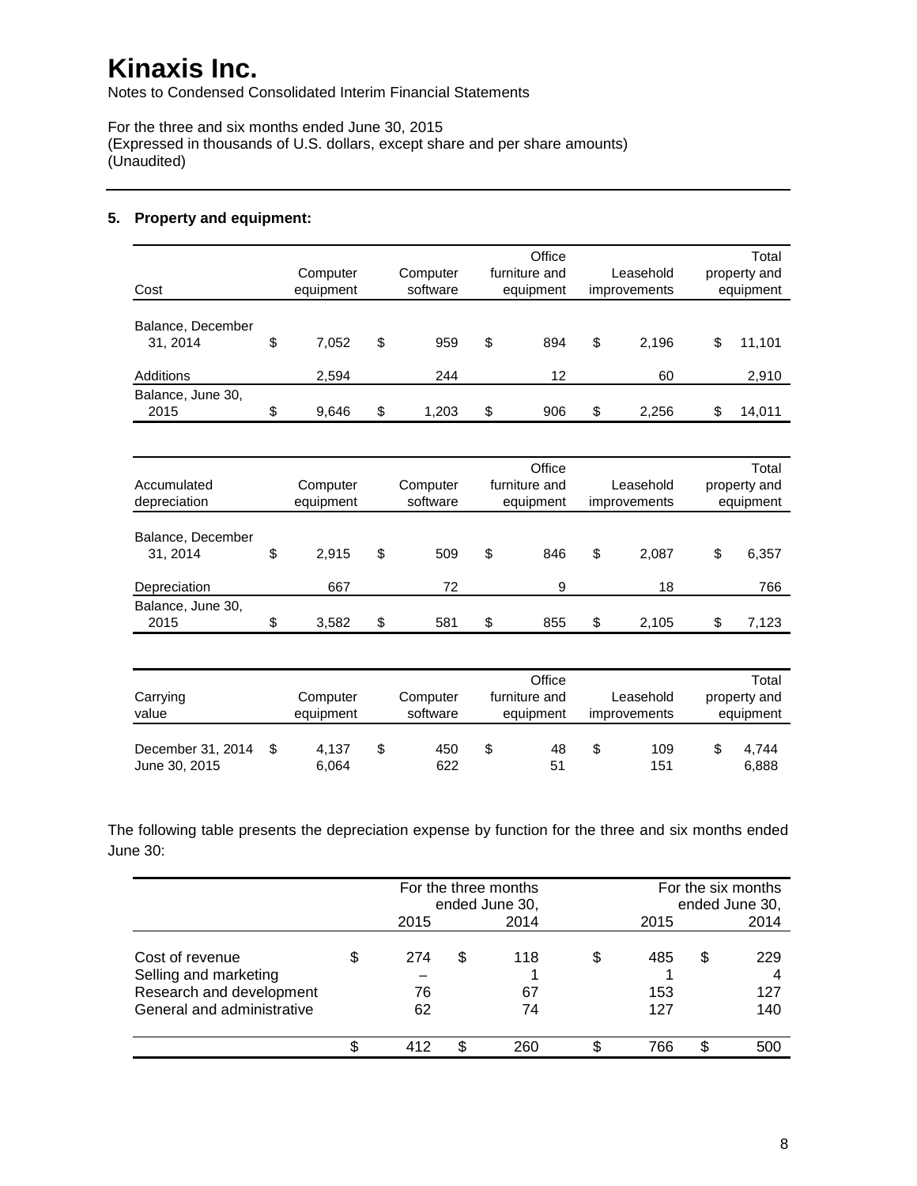# Kinaxis Inc.

Notes to Condensed Consolidated Interim Financial Statements

For the three and six months ended June 30, 2015
(Expressed in thousands of U.S. dollars, except share and per share amounts)
(Unaudited)

## 5. Property and equipment:

| Cost | Computer equipment | Computer software | Office furniture and equipment | Leasehold improvements | Total property and equipment |
|---|---|---|---|---|---|
| Balance, December 31, 2014 | $ 7,052 | $ 959 | $ 894 | $ 2,196 | $ 11,101 |
| Additions | 2,594 | 244 | 12 | 60 | 2,910 |
| Balance, June 30, 2015 | $ 9,646 | $ 1,203 | $ 906 | $ 2,256 | $ 14,011 |

| Accumulated depreciation | Computer equipment | Computer software | Office furniture and equipment | Leasehold improvements | Total property and equipment |
|---|---|---|---|---|---|
| Balance, December 31, 2014 | $ 2,915 | $ 509 | $ 846 | $ 2,087 | $ 6,357 |
| Depreciation | 667 | 72 | 9 | 18 | 766 |
| Balance, June 30, 2015 | $ 3,582 | $ 581 | $ 855 | $ 2,105 | $ 7,123 |

| Carrying value | Computer equipment | Computer software | Office furniture and equipment | Leasehold improvements | Total property and equipment |
|---|---|---|---|---|---|
| December 31, 2014 | $ 4,137 | $ 450 | $ 48 | $ 109 | $ 4,744 |
| June 30, 2015 | 6,064 | 622 | 51 | 151 | 6,888 |

The following table presents the depreciation expense by function for the three and six months ended June 30:

| | For the three months ended June 30, | | For the six months ended June 30, | |
|---|---|---|---|---|
| | 2015 | 2014 | 2015 | 2014 |
| Cost of revenue | $ 274 | $ 118 | $ 485 | $ 229 |
| Selling and marketing | – | 1 | 1 | 4 |
| Research and development | 76 | 67 | 153 | 127 |
| General and administrative | 62 | 74 | 127 | 140 |
| | $ 412 | $ 260 | $ 766 | $ 500 |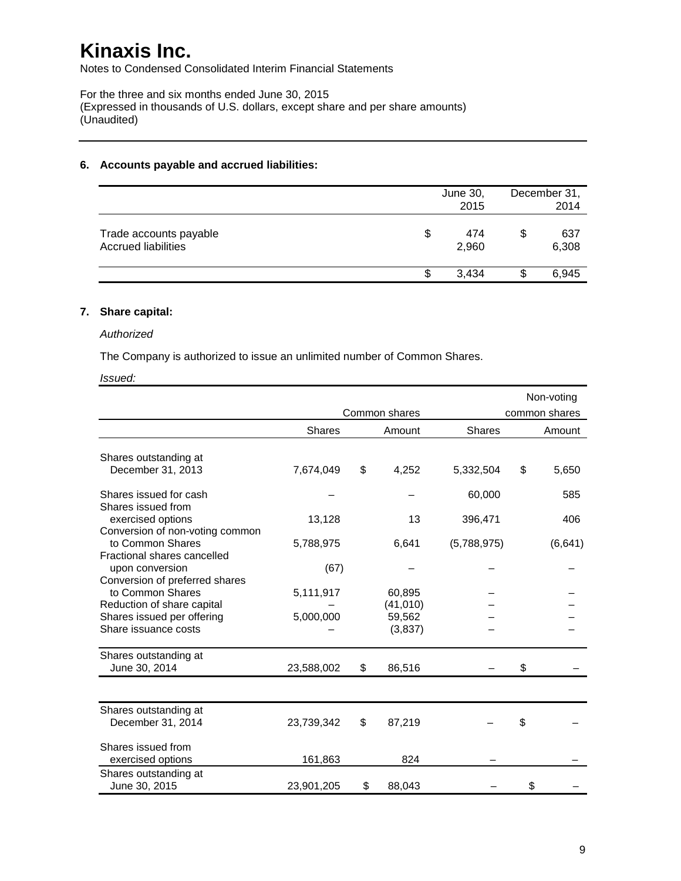# Kinaxis Inc.

Notes to Condensed Consolidated Interim Financial Statements

For the three and six months ended June 30, 2015
(Expressed in thousands of U.S. dollars, except share and per share amounts)
(Unaudited)

## 6. Accounts payable and accrued liabilities:

| | June 30, 2015 | December 31, 2014 |
|---|---|---|
| Trade accounts payable | $ 474 | $ 637 |
| Accrued liabilities | 2,960 | 6,308 |
| | $ 3,434 | $ 6,945 |

## 7. Share capital:

*Authorized*

The Company is authorized to issue an unlimited number of Common Shares.

*Issued:*

| | Common shares | | Non-voting common shares | |
|---|---|---|---|---|
| | Shares | Amount | Shares | Amount |
| Shares outstanding at December 31, 2013 | 7,674,049 | $ 4,252 | 5,332,504 | $ 5,650 |
| Shares issued for cash | – | – | 60,000 | 585 |
| Shares issued from exercised options | 13,128 | 13 | 396,471 | 406 |
| Conversion of non-voting common to Common Shares | 5,788,975 | 6,641 | (5,788,975) | (6,641) |
| Fractional shares cancelled upon conversion | (67) | – | – | – |
| Conversion of preferred shares to Common Shares | 5,111,917 | 60,895 | – | – |
| Reduction of share capital | – | (41,010) | – | – |
| Shares issued per offering | 5,000,000 | 59,562 | – | – |
| Share issuance costs | – | (3,837) | – | – |
| Shares outstanding at June 30, 2014 | 23,588,002 | $ 86,516 | – | $ – |
| | | | | |
| Shares outstanding at December 31, 2014 | 23,739,342 | $ 87,219 | – | $ – |
| Shares issued from exercised options | 161,863 | 824 | – | – |
| Shares outstanding at June 30, 2015 | 23,901,205 | $ 88,043 | – | $ – |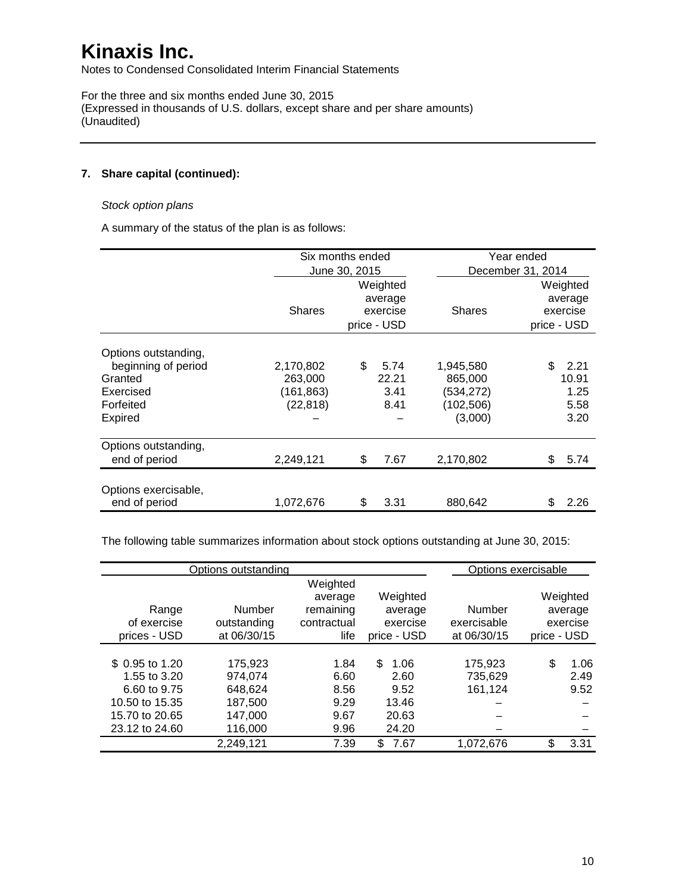# Kinaxis Inc.

Notes to Condensed Consolidated Interim Financial Statements

For the three and six months ended June 30, 2015
(Expressed in thousands of U.S. dollars, except share and per share amounts)
(Unaudited)

### 7. Share capital (continued):

*Stock option plans*

A summary of the status of the plan is as follows:

| | Six months ended June 30, 2015 | | Year ended December 31, 2014 | |
|---|---|---|---|---|
| | Shares | Weighted average exercise price - USD | Shares | Weighted average exercise price - USD |
| Options outstanding, beginning of period | 2,170,802 | $ 5.74 | 1,945,580 | $ 2.21 |
| Granted | 263,000 | 22.21 | 865,000 | 10.91 |
| Exercised | (161,863) | 3.41 | (534,272) | 1.25 |
| Forfeited | (22,818) | 8.41 | (102,506) | 5.58 |
| Expired | – | – | (3,000) | 3.20 |
| Options outstanding, end of period | 2,249,121 | $ 7.67 | 2,170,802 | $ 5.74 |
| Options exercisable, end of period | 1,072,676 | $ 3.31 | 880,642 | $ 2.26 |

The following table summarizes information about stock options outstanding at June 30, 2015:

| Options outstanding | | | | Options exercisable | |
|---|---|---|---|---|---|
| Range of exercise prices - USD | Number outstanding at 06/30/15 | Weighted average remaining contractual life | Weighted average exercise price - USD | Number exercisable at 06/30/15 | Weighted average exercise price - USD |
| $ 0.95 to 1.20 | 175,923 | 1.84 | $ 1.06 | 175,923 | $ 1.06 |
| 1.55 to 3.20 | 974,074 | 6.60 | 2.60 | 735,629 | 2.49 |
| 6.60 to 9.75 | 648,624 | 8.56 | 9.52 | 161,124 | 9.52 |
| 10.50 to 15.35 | 187,500 | 9.29 | 13.46 | – | – |
| 15.70 to 20.65 | 147,000 | 9.67 | 20.63 | – | – |
| 23.12 to 24.60 | 116,000 | 9.96 | 24.20 | – | – |
| | 2,249,121 | 7.39 | $ 7.67 | 1,072,676 | $ 3.31 |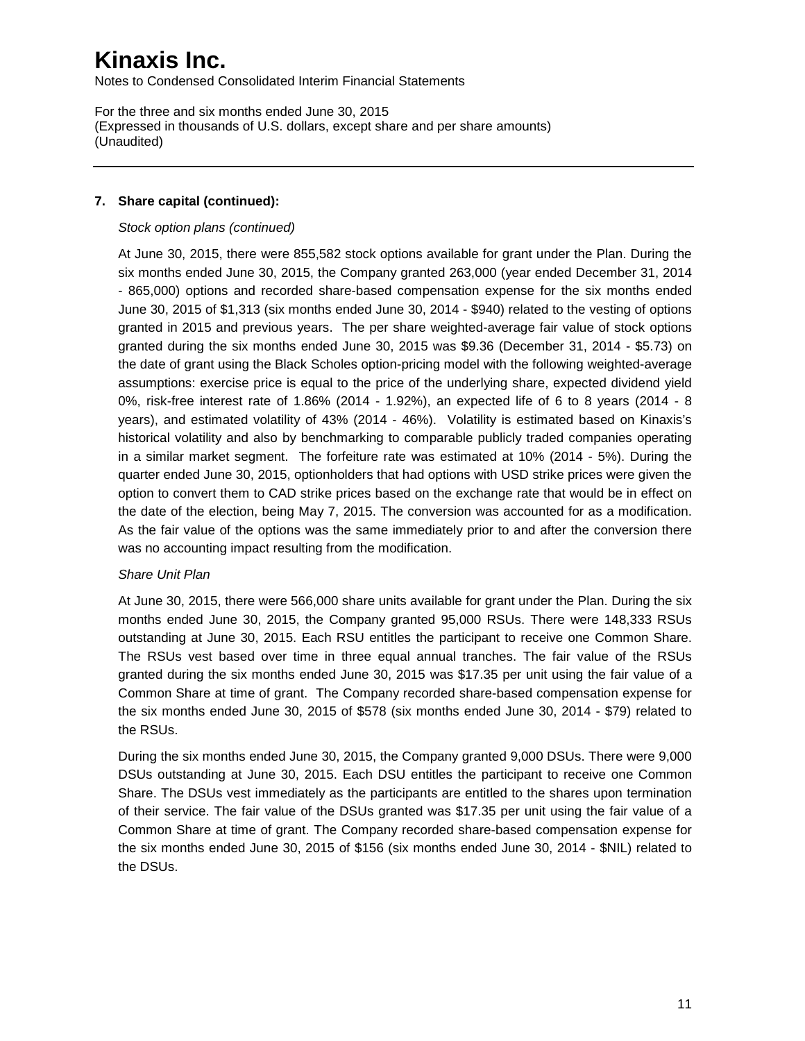### 7. Share capital (continued):

*Stock option plans (continued)*

At June 30, 2015, there were 855,582 stock options available for grant under the Plan. During the six months ended June 30, 2015, the Company granted 263,000 (year ended December 31, 2014 - 865,000) options and recorded share-based compensation expense for the six months ended June 30, 2015 of $1,313 (six months ended June 30, 2014 - $940) related to the vesting of options granted in 2015 and previous years. The per share weighted-average fair value of stock options granted during the six months ended June 30, 2015 was $9.36 (December 31, 2014 - $5.73) on the date of grant using the Black Scholes option-pricing model with the following weighted-average assumptions: exercise price is equal to the price of the underlying share, expected dividend yield 0%, risk-free interest rate of 1.86% (2014 - 1.92%), an expected life of 6 to 8 years (2014 - 8 years), and estimated volatility of 43% (2014 - 46%). Volatility is estimated based on Kinaxis's historical volatility and also by benchmarking to comparable publicly traded companies operating in a similar market segment. The forfeiture rate was estimated at 10% (2014 - 5%). During the quarter ended June 30, 2015, optionholders that had options with USD strike prices were given the option to convert them to CAD strike prices based on the exchange rate that would be in effect on the date of the election, being May 7, 2015. The conversion was accounted for as a modification. As the fair value of the options was the same immediately prior to and after the conversion there was no accounting impact resulting from the modification.

*Share Unit Plan*

At June 30, 2015, there were 566,000 share units available for grant under the Plan. During the six months ended June 30, 2015, the Company granted 95,000 RSUs. There were 148,333 RSUs outstanding at June 30, 2015. Each RSU entitles the participant to receive one Common Share. The RSUs vest based over time in three equal annual tranches. The fair value of the RSUs granted during the six months ended June 30, 2015 was $17.35 per unit using the fair value of a Common Share at time of grant. The Company recorded share-based compensation expense for the six months ended June 30, 2015 of $578 (six months ended June 30, 2014 - $79) related to the RSUs.

During the six months ended June 30, 2015, the Company granted 9,000 DSUs. There were 9,000 DSUs outstanding at June 30, 2015. Each DSU entitles the participant to receive one Common Share. The DSUs vest immediately as the participants are entitled to the shares upon termination of their service. The fair value of the DSUs granted was $17.35 per unit using the fair value of a Common Share at time of grant. The Company recorded share-based compensation expense for the six months ended June 30, 2015 of $156 (six months ended June 30, 2014 - $NIL) related to the DSUs.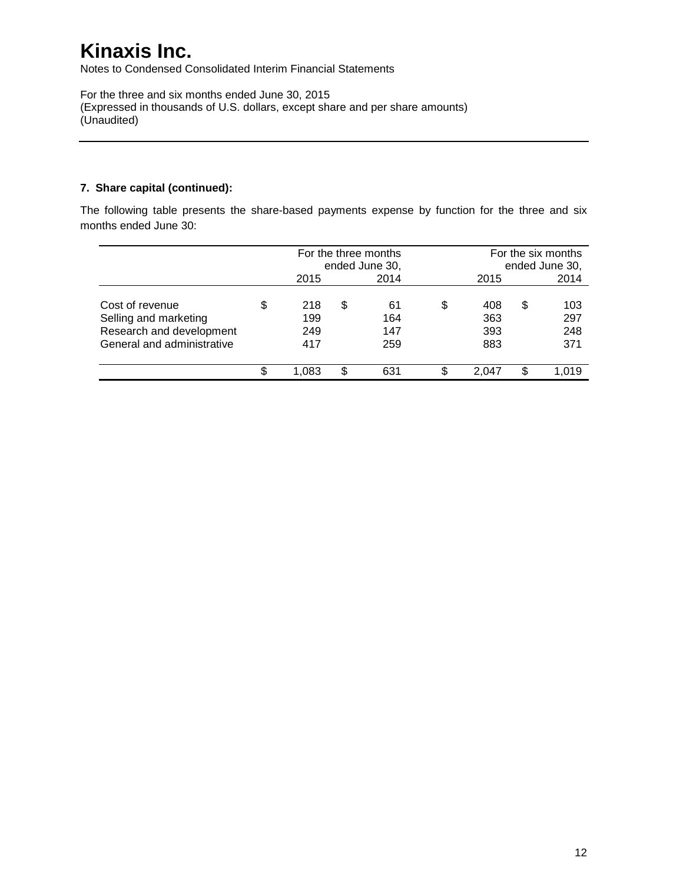# Kinaxis Inc.

Notes to Condensed Consolidated Interim Financial Statements

For the three and six months ended June 30, 2015
(Expressed in thousands of U.S. dollars, except share and per share amounts)
(Unaudited)

**7. Share capital (continued):**

The following table presents the share-based payments expense by function for the three and six months ended June 30:

| | For the three months ended June 30, | | For the six months ended June 30, | |
|---|---|---|---|---|
| | 2015 | 2014 | 2015 | 2014 |
| Cost of revenue | $ 218 | $ 61 | $ 408 | $ 103 |
| Selling and marketing | 199 | 164 | 363 | 297 |
| Research and development | 249 | 147 | 393 | 248 |
| General and administrative | 417 | 259 | 883 | 371 |
| | $ 1,083 | $ 631 | $ 2,047 | $ 1,019 |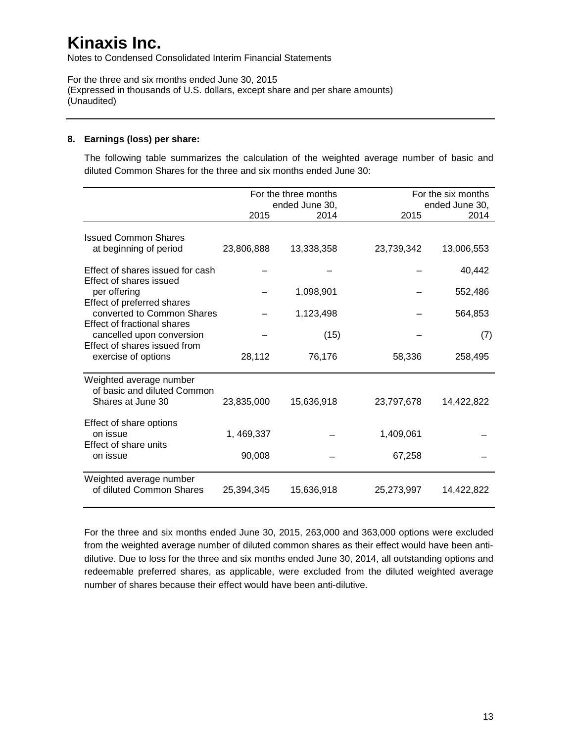# Kinaxis Inc.

Notes to Condensed Consolidated Interim Financial Statements

For the three and six months ended June 30, 2015
(Expressed in thousands of U.S. dollars, except share and per share amounts)
(Unaudited)

**8. Earnings (loss) per share:**

The following table summarizes the calculation of the weighted average number of basic and diluted Common Shares for the three and six months ended June 30:

| | For the three months ended June 30, | | For the six months ended June 30, | |
|---|---|---|---|---|
| | 2015 | 2014 | 2015 | 2014 |
| Issued Common Shares at beginning of period | 23,806,888 | 13,338,358 | 23,739,342 | 13,006,553 |
| Effect of shares issued for cash | – | – | – | 40,442 |
| Effect of shares issued per offering | – | 1,098,901 | – | 552,486 |
| Effect of preferred shares converted to Common Shares | – | 1,123,498 | – | 564,853 |
| Effect of fractional shares cancelled upon conversion | – | (15) | – | (7) |
| Effect of shares issued from exercise of options | 28,112 | 76,176 | 58,336 | 258,495 |
| Weighted average number of basic and diluted Common Shares at June 30 | 23,835,000 | 15,636,918 | 23,797,678 | 14,422,822 |
| Effect of share options on issue | 1, 469,337 | – | 1,409,061 | – |
| Effect of share units on issue | 90,008 | – | 67,258 | – |
| Weighted average number of diluted Common Shares | 25,394,345 | 15,636,918 | 25,273,997 | 14,422,822 |

For the three and six months ended June 30, 2015, 263,000 and 363,000 options were excluded from the weighted average number of diluted common shares as their effect would have been anti-dilutive. Due to loss for the three and six months ended June 30, 2014, all outstanding options and redeemable preferred shares, as applicable, were excluded from the diluted weighted average number of shares because their effect would have been anti-dilutive.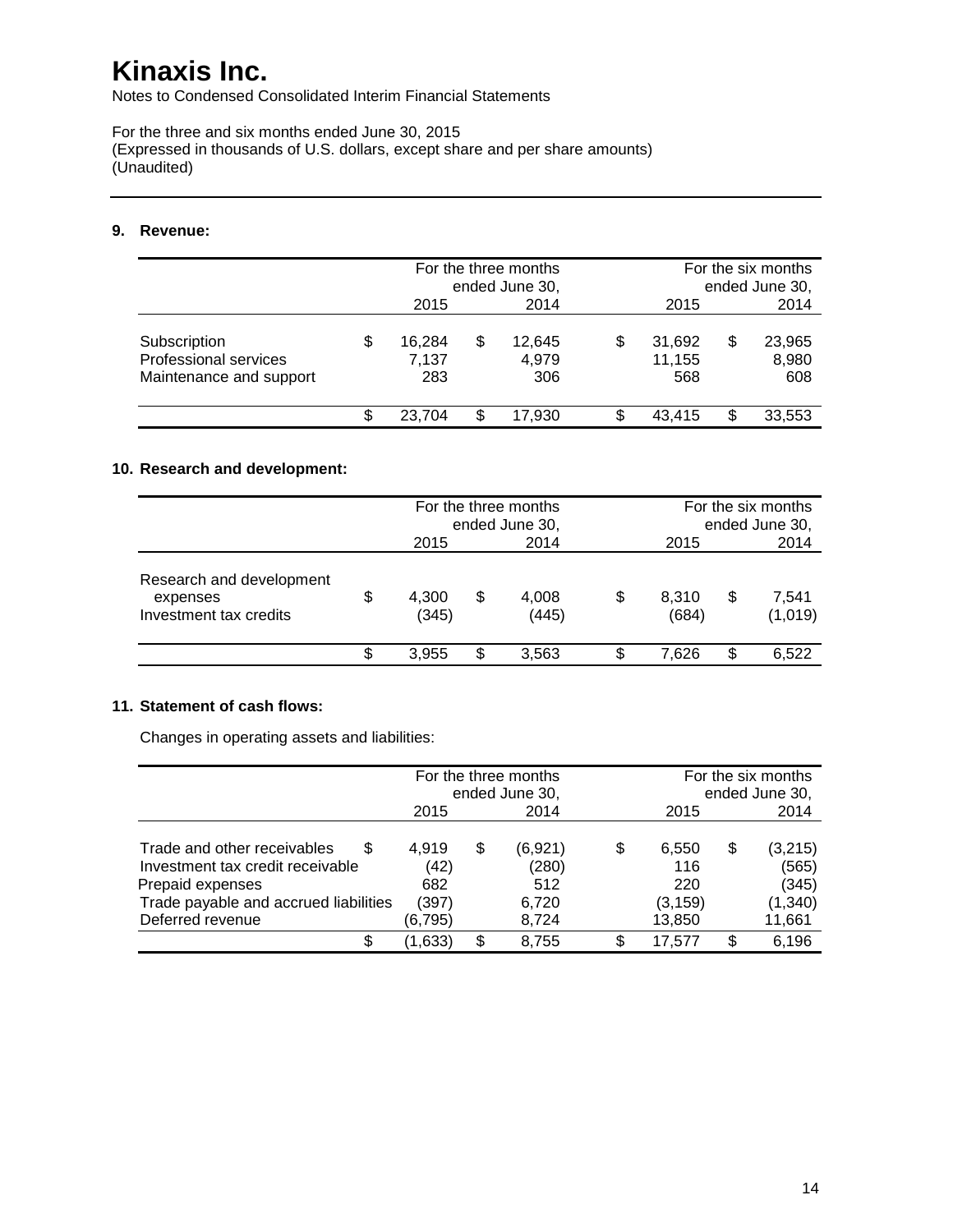# Kinaxis Inc.

Notes to Condensed Consolidated Interim Financial Statements

For the three and six months ended June 30, 2015
(Expressed in thousands of U.S. dollars, except share and per share amounts)
(Unaudited)

---

### 9. Revenue:

| | For the three months ended June 30, | | For the six months ended June 30, | |
|---|---|---|---|---|
| | 2015 | 2014 | 2015 | 2014 |
| Subscription | $ 16,284 | $ 12,645 | $ 31,692 | $ 23,965 |
| Professional services | 7,137 | 4,979 | 11,155 | 8,980 |
| Maintenance and support | 283 | 306 | 568 | 608 |
| | $ 23,704 | $ 17,930 | $ 43,415 | $ 33,553 |

### 10. Research and development:

| | For the three months ended June 30, | | For the six months ended June 30, | |
|---|---|---|---|---|
| | 2015 | 2014 | 2015 | 2014 |
| Research and development expenses | $ 4,300 | $ 4,008 | $ 8,310 | $ 7,541 |
| Investment tax credits | (345) | (445) | (684) | (1,019) |
| | $ 3,955 | $ 3,563 | $ 7,626 | $ 6,522 |

### 11. Statement of cash flows:

Changes in operating assets and liabilities:

| | For the three months ended June 30, | | For the six months ended June 30, | |
|---|---|---|---|---|
| | 2015 | 2014 | 2015 | 2014 |
| Trade and other receivables | $ 4,919 | $ (6,921) | $ 6,550 | $ (3,215) |
| Investment tax credit receivable | (42) | (280) | 116 | (565) |
| Prepaid expenses | 682 | 512 | 220 | (345) |
| Trade payable and accrued liabilities | (397) | 6,720 | (3,159) | (1,340) |
| Deferred revenue | (6,795) | 8,724 | 13,850 | 11,661 |
| | $ (1,633) | $ 8,755 | $ 17,577 | $ 6,196 |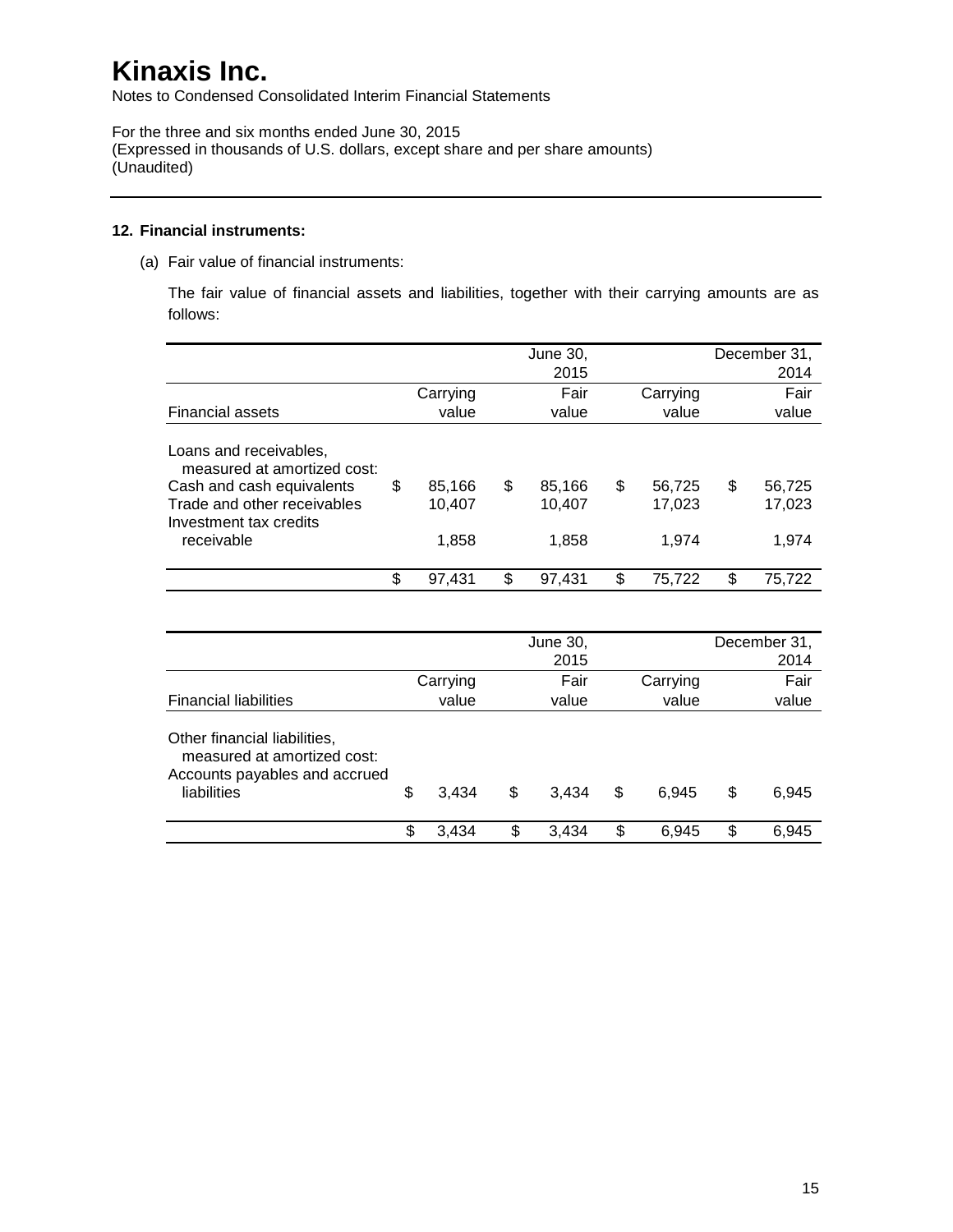# Kinaxis Inc.

Notes to Condensed Consolidated Interim Financial Statements

For the three and six months ended June 30, 2015
(Expressed in thousands of U.S. dollars, except share and per share amounts)
(Unaudited)

**12. Financial instruments:**

(a) Fair value of financial instruments:

The fair value of financial assets and liabilities, together with their carrying amounts are as follows:

| | | June 30, 2015 | | December 31, 2014 |
|---|---|---|---|---|
| Financial assets | Carrying value | Fair value | Carrying value | Fair value |
| Loans and receivables, measured at amortized cost: | | | | |
| Cash and cash equivalents | $ 85,166 | $ 85,166 | $ 56,725 | $ 56,725 |
| Trade and other receivables | 10,407 | 10,407 | 17,023 | 17,023 |
| Investment tax credits receivable | 1,858 | 1,858 | 1,974 | 1,974 |
| | $ 97,431 | $ 97,431 | $ 75,722 | $ 75,722 |

| | | June 30, 2015 | | December 31, 2014 |
|---|---|---|---|---|
| Financial liabilities | Carrying value | Fair value | Carrying value | Fair value |
| Other financial liabilities, measured at amortized cost: | | | | |
| Accounts payables and accrued liabilities | $ 3,434 | $ 3,434 | $ 6,945 | $ 6,945 |
| | $ 3,434 | $ 3,434 | $ 6,945 | $ 6,945 |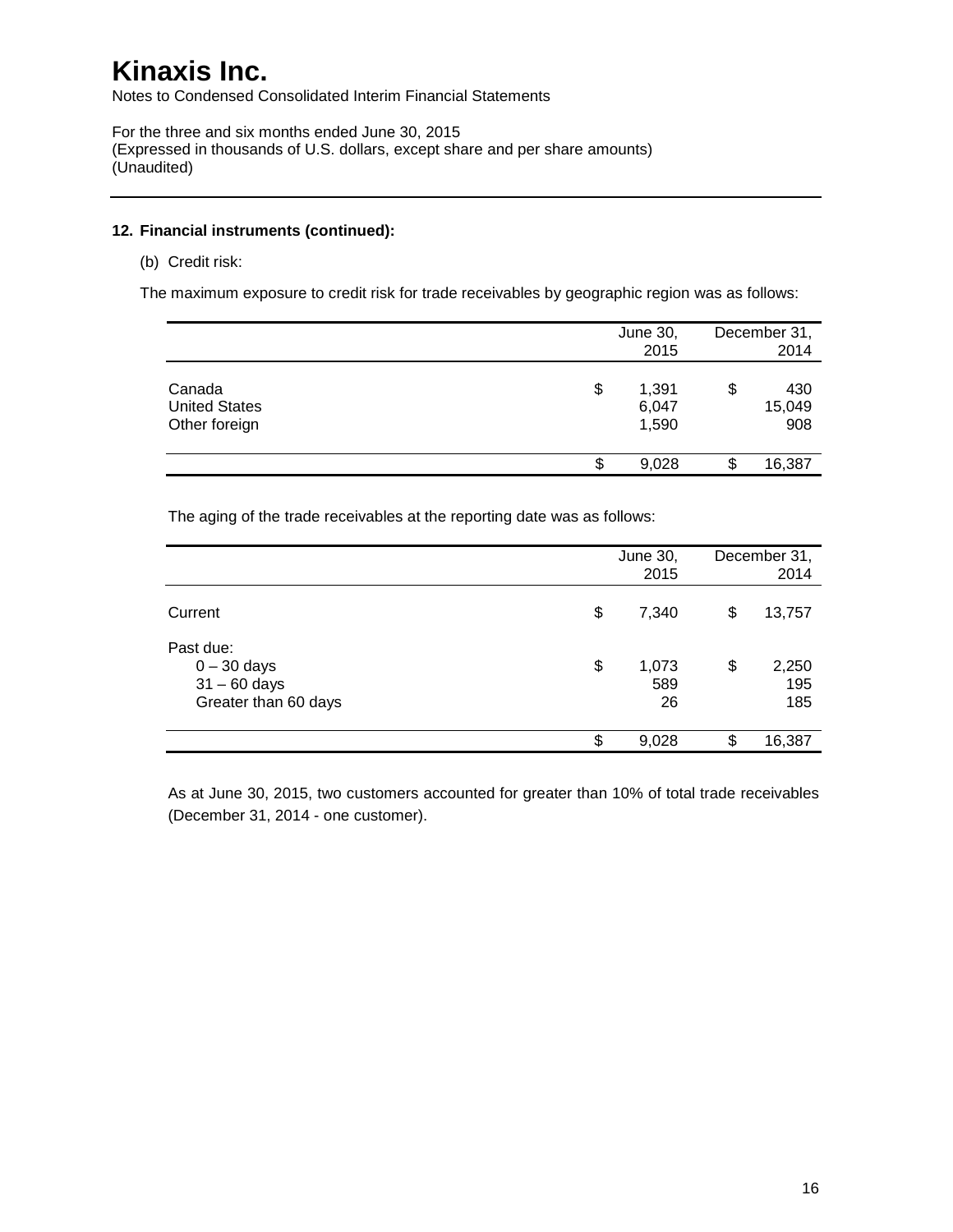# Kinaxis Inc.

Notes to Condensed Consolidated Interim Financial Statements

For the three and six months ended June 30, 2015
(Expressed in thousands of U.S. dollars, except share and per share amounts)
(Unaudited)

**12. Financial instruments (continued):**

(b) Credit risk:

The maximum exposure to credit risk for trade receivables by geographic region was as follows:

| | June 30, 2015 | December 31, 2014 |
|---|---|---|
| Canada | $ 1,391 | $ 430 |
| United States | 6,047 | 15,049 |
| Other foreign | 1,590 | 908 |
| | $ 9,028 | $ 16,387 |

The aging of the trade receivables at the reporting date was as follows:

| | June 30, 2015 | December 31, 2014 |
|---|---|---|
| Current | $ 7,340 | $ 13,757 |
| Past due: | | |
| 0 – 30 days | $ 1,073 | $ 2,250 |
| 31 – 60 days | 589 | 195 |
| Greater than 60 days | 26 | 185 |
| | $ 9,028 | $ 16,387 |

As at June 30, 2015, two customers accounted for greater than 10% of total trade receivables (December 31, 2014 - one customer).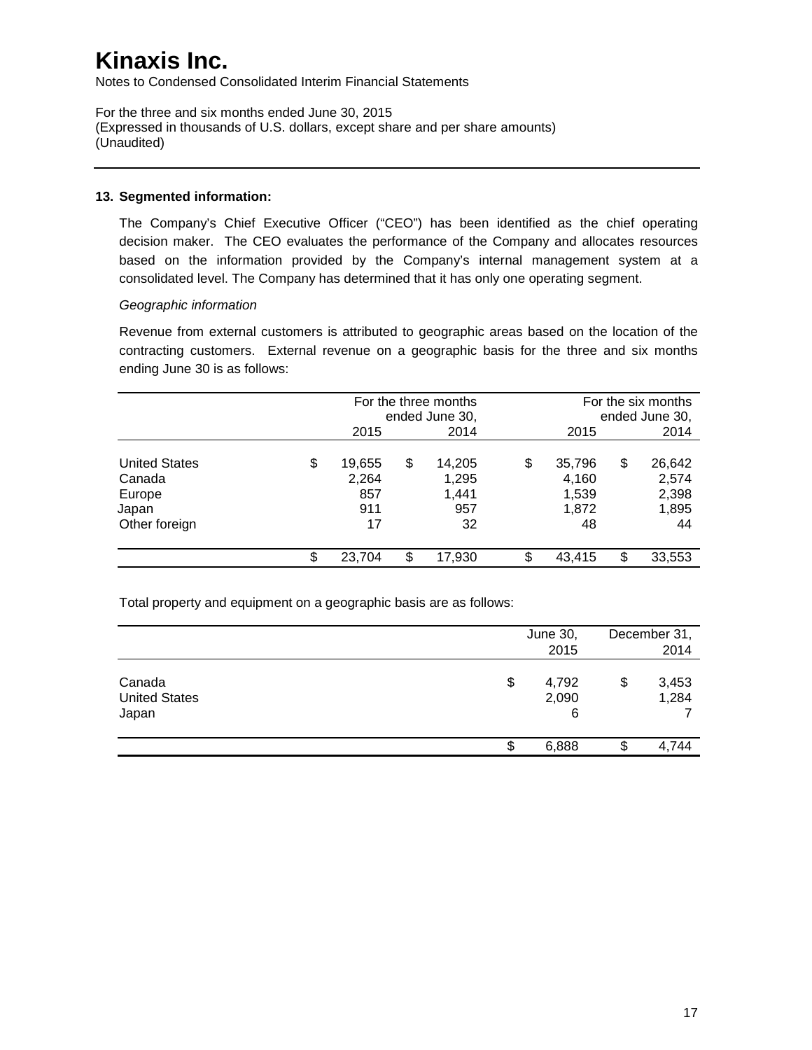# Kinaxis Inc.

Notes to Condensed Consolidated Interim Financial Statements

For the three and six months ended June 30, 2015
(Expressed in thousands of U.S. dollars, except share and per share amounts)
(Unaudited)

## 13. Segmented information:

The Company's Chief Executive Officer ("CEO") has been identified as the chief operating decision maker. The CEO evaluates the performance of the Company and allocates resources based on the information provided by the Company's internal management system at a consolidated level. The Company has determined that it has only one operating segment.

*Geographic information*

Revenue from external customers is attributed to geographic areas based on the location of the contracting customers. External revenue on a geographic basis for the three and six months ending June 30 is as follows:

| | For the three months ended June 30, | | For the six months ended June 30, | |
|---|---|---|---|---|
| | 2015 | 2014 | 2015 | 2014 |
| United States | $ 19,655 | $ 14,205 | $ 35,796 | $ 26,642 |
| Canada | 2,264 | 1,295 | 4,160 | 2,574 |
| Europe | 857 | 1,441 | 1,539 | 2,398 |
| Japan | 911 | 957 | 1,872 | 1,895 |
| Other foreign | 17 | 32 | 48 | 44 |
| | $ 23,704 | $ 17,930 | $ 43,415 | $ 33,553 |

Total property and equipment on a geographic basis are as follows:

| | June 30, 2015 | December 31, 2014 |
|---|---|---|
| Canada | $ 4,792 | $ 3,453 |
| United States | 2,090 | 1,284 |
| Japan | 6 | 7 |
| | $ 6,888 | $ 4,744 |